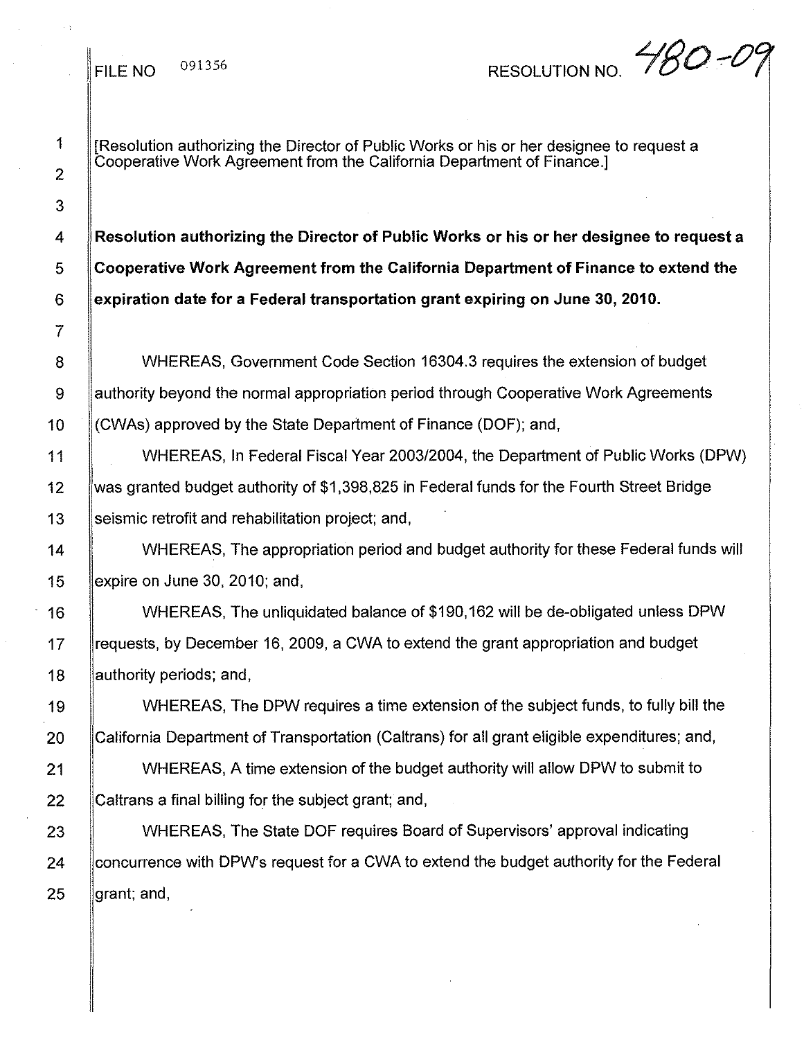FILE NO 091356

RESOLUTION NO. 480-09

[Resolution authorizing the Director of Public Works or his or her designee to request a Cooperative Work Agreement from the California Department of Finance.]

**Resolution authorizing the Director of Public Works or his or her designee to request a Cooperative Work Agreement from the California Department of Finance to extend the expiration date for a Federal transportation grant expiring on June 30, 2010.**

WHEREAS, Government Code Section 16304.3 requires the extension of budget authority beyond the normal appropriation period through Cooperative Work Agreements (CWAs) approved by the State Department of Finance (DOF); and,

WHEREAS, In Federal Fiscal Year 2003/2004, the Department of Public Works (DPW) was granted budget authority of $1,398,825 in Federal funds for the Fourth Street Bridge seismic retrofit and rehabilitation project; and,

WHEREAS, The appropriation period and budget authority for these Federal funds will expire on June 30, 2010; and,

WHEREAS, The unliquidated balance of $190,162 will be de-obligated unless DPW requests, by December 16, 2009, a CWA to extend the grant appropriation and budget authority periods; and,

WHEREAS, The DPW requires a time extension of the subject funds, to fully bill the California Department of Transportation (Caltrans) for all grant eligible expenditures; and,

WHEREAS, A time extension of the budget authority will allow DPW to submit to Caltrans a final billing for the subject grant; and,

WHEREAS, The State DOF requires Board of Supervisors' approval indicating concurrence with DPW's request for a CWA to extend the budget authority for the Federal grant; and,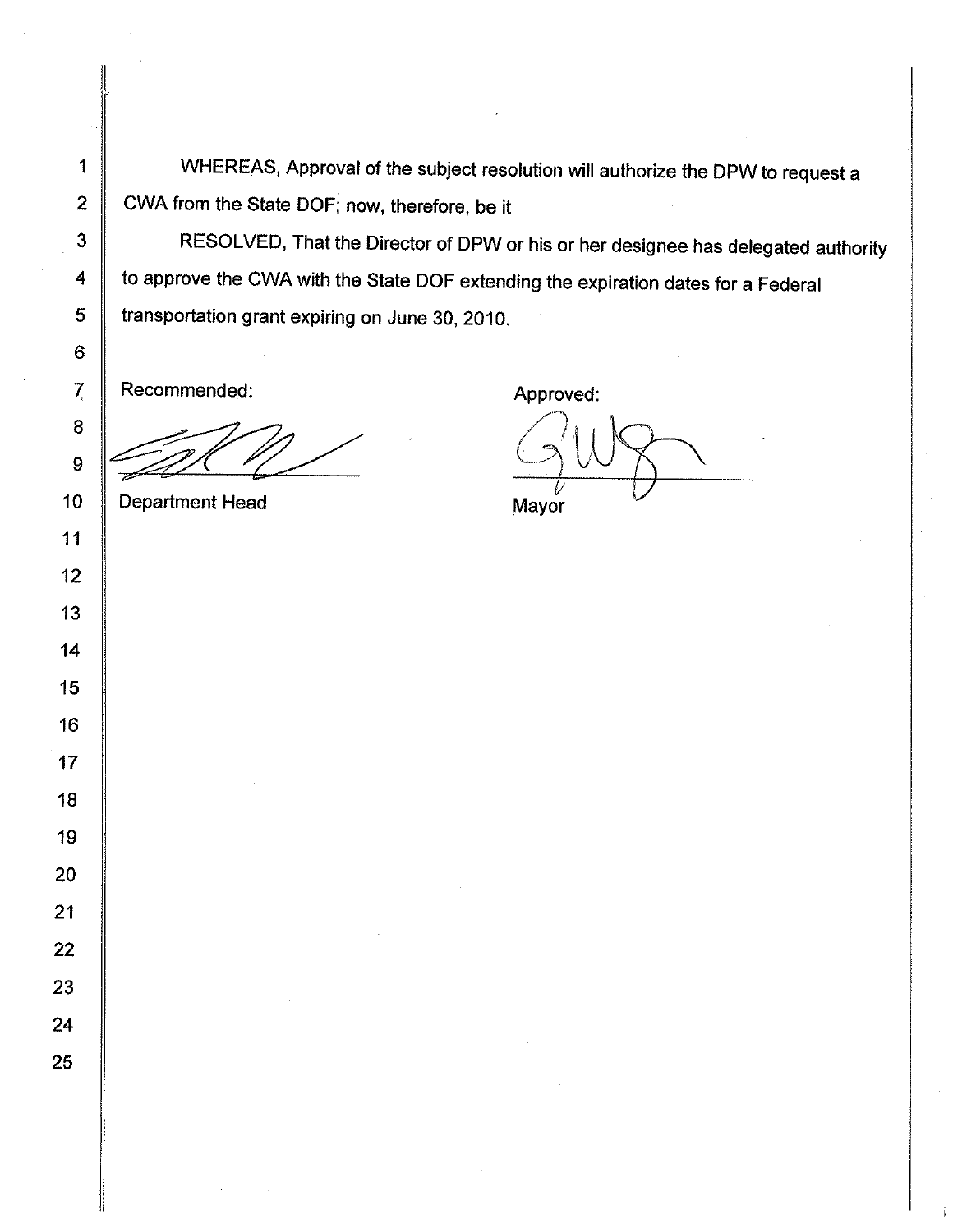WHEREAS, Approval of the subject resolution will authorize the DPW to request a CWA from the State DOF; now, therefore, be it

RESOLVED, That the Director of DPW or his or her designee has delegated authority to approve the CWA with the State DOF extending the expiration dates for a Federal transportation grant expiring on June 30, 2010.

| Recommended: | Approved: |
| --- | --- |
| Department Head | Mayor |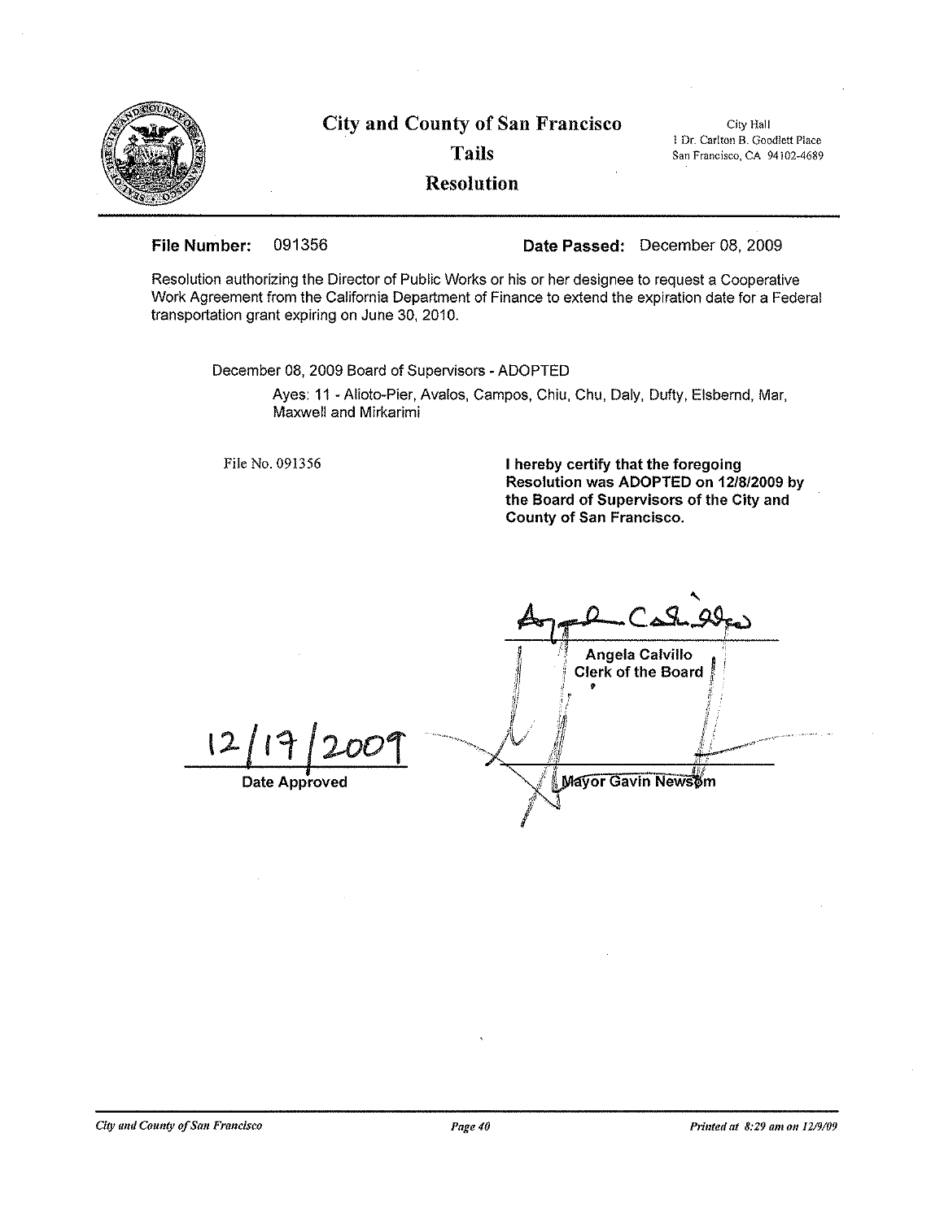# City and County of San Francisco

## Tails

## Resolution

City Hall
1 Dr. Carlton B. Goodlett Place
San Francisco, CA 94102-4689

**File Number:** 091356 **Date Passed:** December 08, 2009

Resolution authorizing the Director of Public Works or his or her designee to request a Cooperative Work Agreement from the California Department of Finance to extend the expiration date for a Federal transportation grant expiring on June 30, 2010.

December 08, 2009 Board of Supervisors - ADOPTED

Ayes: 11 - Alioto-Pier, Avalos, Campos, Chiu, Chu, Daly, Dufty, Elsbernd, Mar, Maxwell and Mirkarimi

File No. 091356

**I hereby certify that the foregoing Resolution was ADOPTED on 12/8/2009 by the Board of Supervisors of the City and County of San Francisco.**

**Angela Calvillo**
**Clerk of the Board**

12/17/2009
**Date Approved**

**Mayor Gavin Newsom**